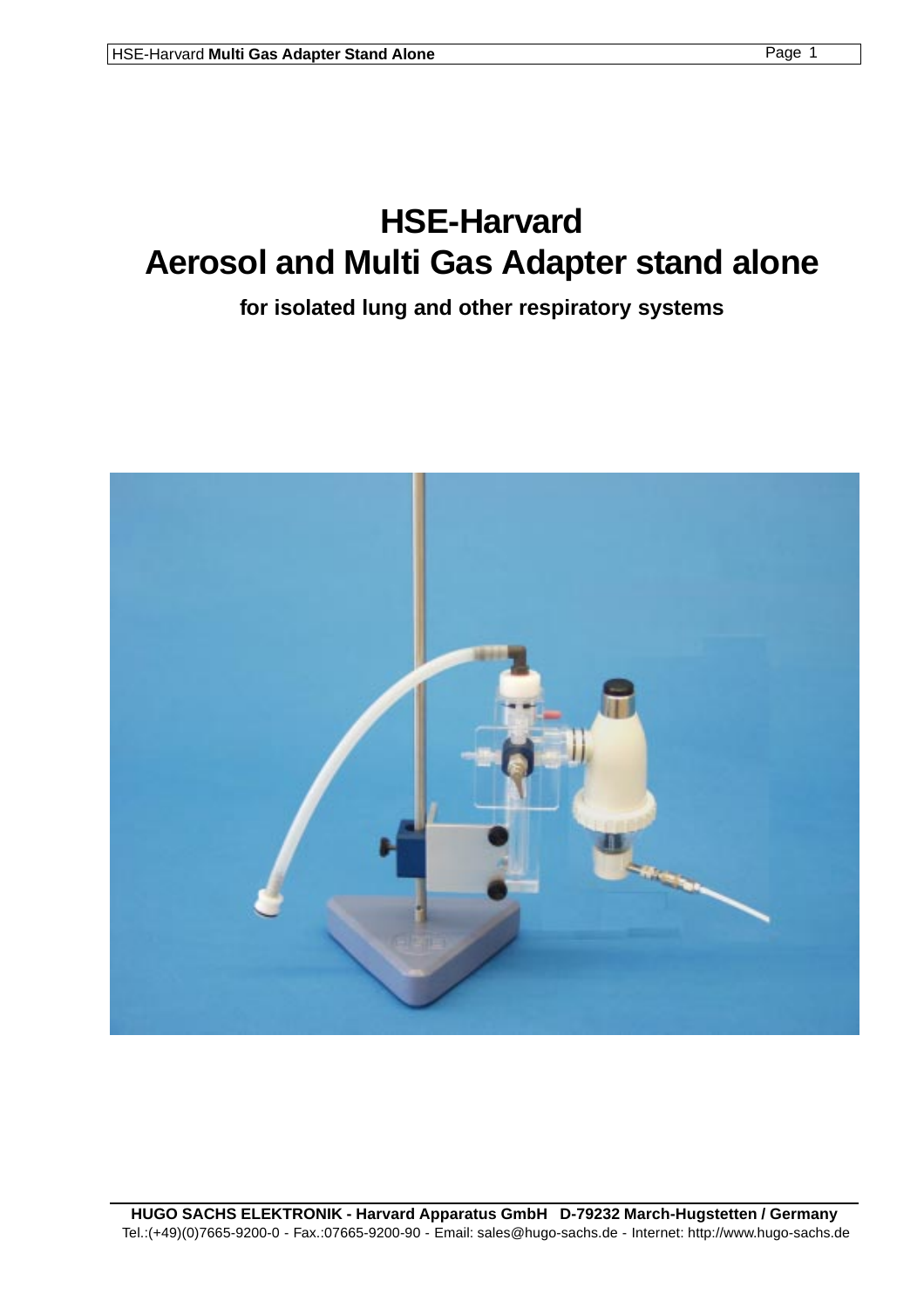# HSE-Harvard
# Aerosol and Multi Gas Adapter stand alone

**for isolated lung and other respiratory systems**

**HUGO SACHS ELEKTRONIK - Harvard Apparatus GmbH D-79232 March-Hugstetten / Germany**
Tel.:(+49)(0)7665-9200-0 - Fax.:07665-9200-90 - Email: sales@hugo-sachs.de - Internet: http://www.hugo-sachs.de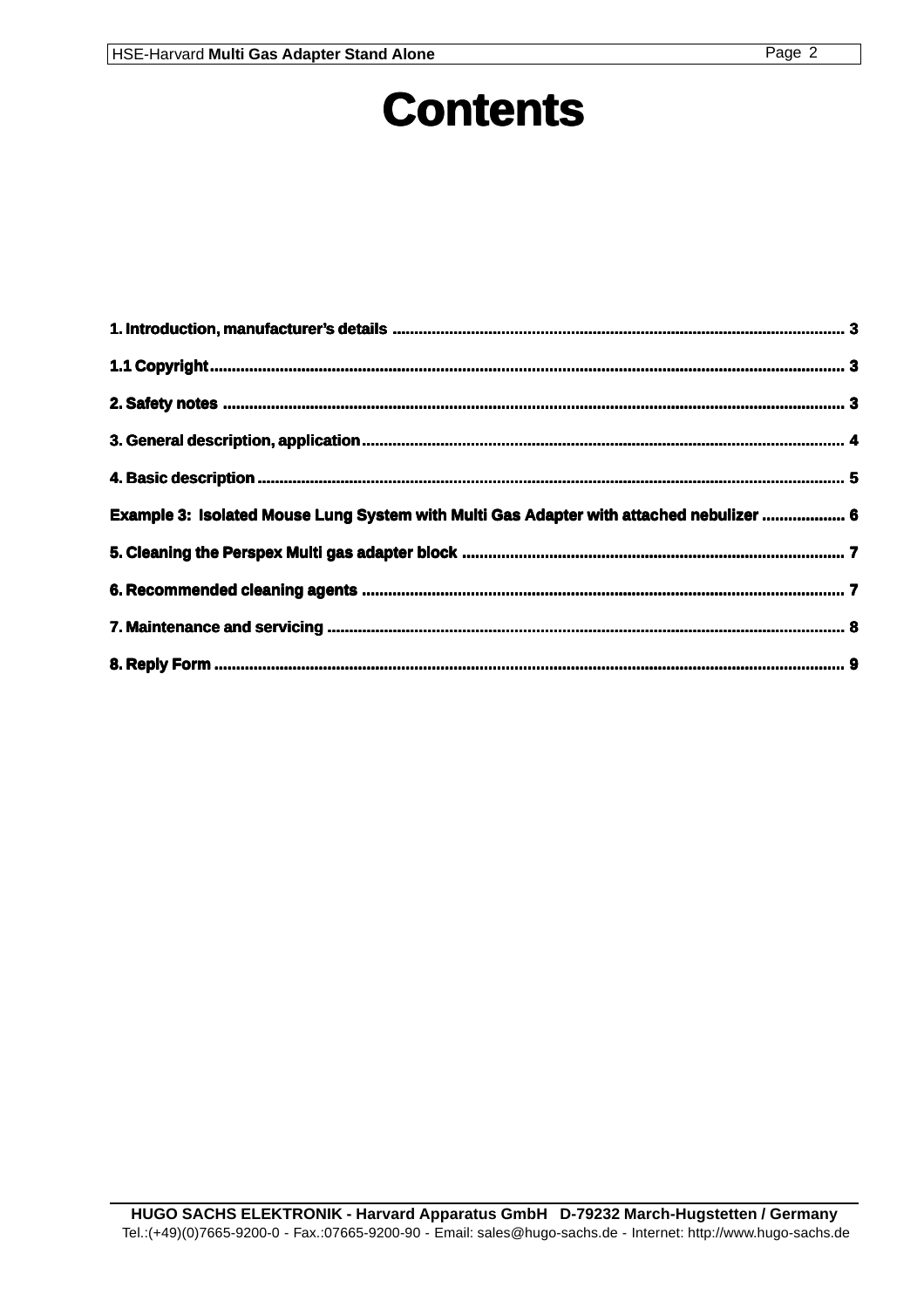# Contents

**1. Introduction, manufacturer's details** ..................................................................................................... 3

**1.1 Copyright** .......................................................................................................................................... 3

**2. Safety notes** ........................................................................................................................................ 3

**3. General description, application** ......................................................................................................... 4

**4. Basic description** ................................................................................................................................. 5

**Example 3: Isolated Mouse Lung System with Multi Gas Adapter with attached nebulizer** .................. 6

**5. Cleaning the Perspex Multi gas adapter block** ..................................................................................... 7

**6. Recommended cleaning agents** ........................................................................................................... 7

**7. Maintenance and servicing** .................................................................................................................. 8

**8. Reply Form** .......................................................................................................................................... 9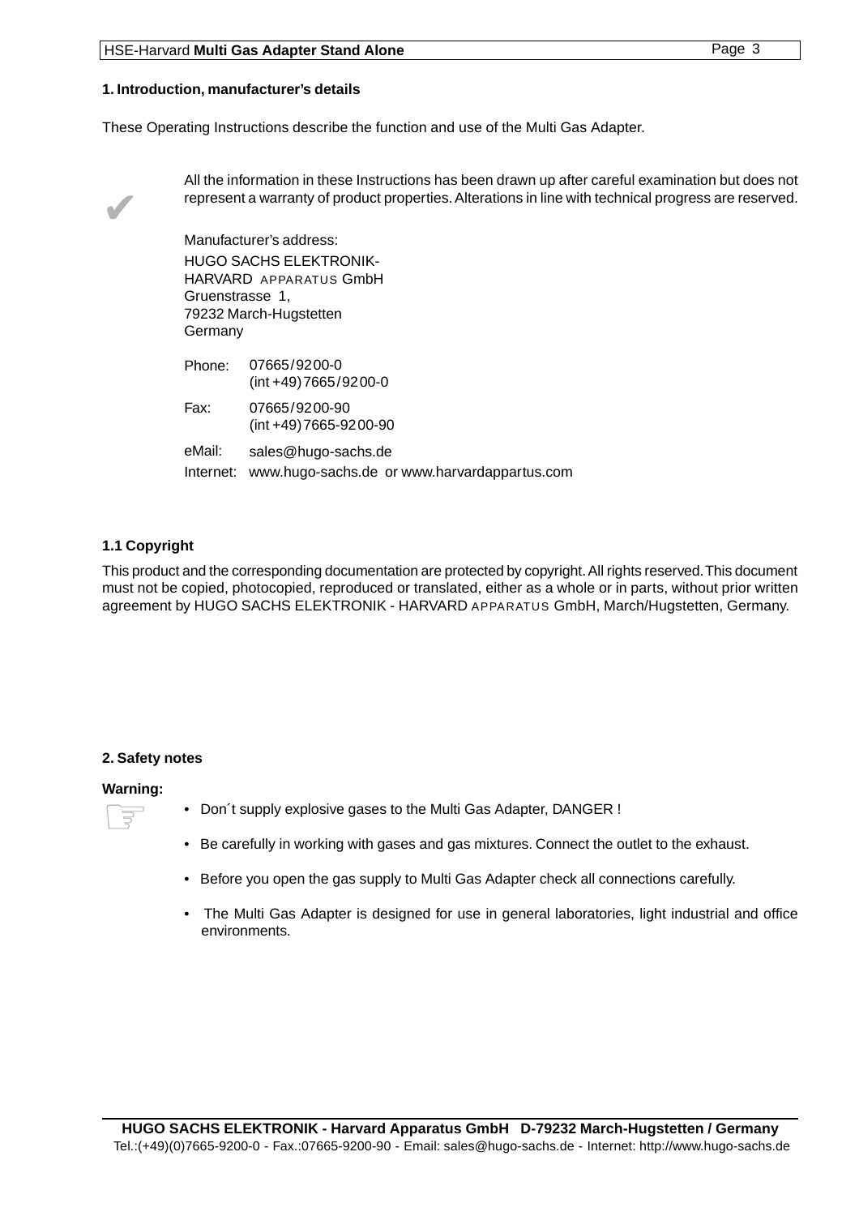## 1. Introduction, manufacturer's details

These Operating Instructions describe the function and use of the Multi Gas Adapter.

✔ All the information in these Instructions has been drawn up after careful examination but does not represent a warranty of product properties. Alterations in line with technical progress are reserved.

Manufacturer's address:
HUGO SACHS ELEKTRONIK-
HARVARD APPARATUS GmbH
Gruenstrasse 1,
79232 March-Hugstetten
Germany

| | |
|---|---|
| Phone: | 07665/9200-0<br>(int +49) 7665/9200-0 |
| Fax: | 07665/9200-90<br>(int +49) 7665-9200-90 |
| eMail: | sales@hugo-sachs.de |
| Internet: | www.hugo-sachs.de or www.harvardappartus.com |

### 1.1 Copyright

This product and the corresponding documentation are protected by copyright. All rights reserved. This document must not be copied, photocopied, reproduced or translated, either as a whole or in parts, without prior written agreement by HUGO SACHS ELEKTRONIK - HARVARD APPARATUS GmbH, March/Hugstetten, Germany.

## 2. Safety notes

**Warning:**

☞

- Don´t supply explosive gases to the Multi Gas Adapter, DANGER !
- Be carefully in working with gases and gas mixtures. Connect the outlet to the exhaust.
- Before you open the gas supply to Multi Gas Adapter check all connections carefully.
- The Multi Gas Adapter is designed for use in general laboratories, light industrial and office environments.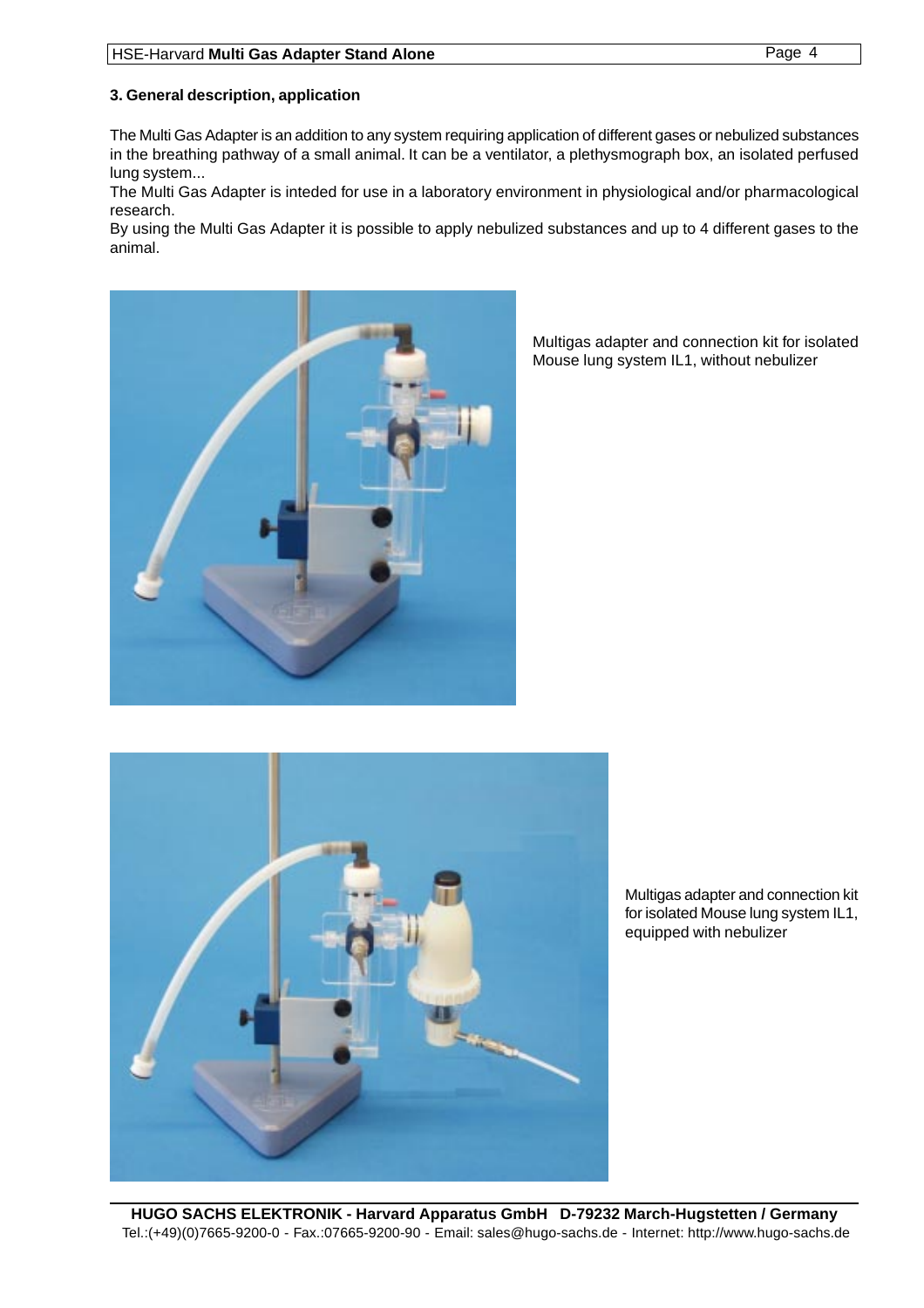### 3. General description, application

The Multi Gas Adapter is an addition to any system requiring application of different gases or nebulized substances in the breathing pathway of a small animal. It can be a ventilator, a plethysmograph box, an isolated perfused lung system...

The Multi Gas Adapter is inteded for use in a laboratory environment in physiological and/or pharmacological research.

By using the Multi Gas Adapter it is possible to apply nebulized substances and up to 4 different gases to the animal.

Multigas adapter and connection kit for isolated Mouse lung system IL1, without nebulizer

Multigas adapter and connection kit for isolated Mouse lung system IL1, equipped with nebulizer

**HUGO SACHS ELEKTRONIK - Harvard Apparatus GmbH D-79232 March-Hugstetten / Germany**
Tel.:(+49)(0)7665-9200-0 - Fax.:07665-9200-90 - Email: sales@hugo-sachs.de - Internet: http://www.hugo-sachs.de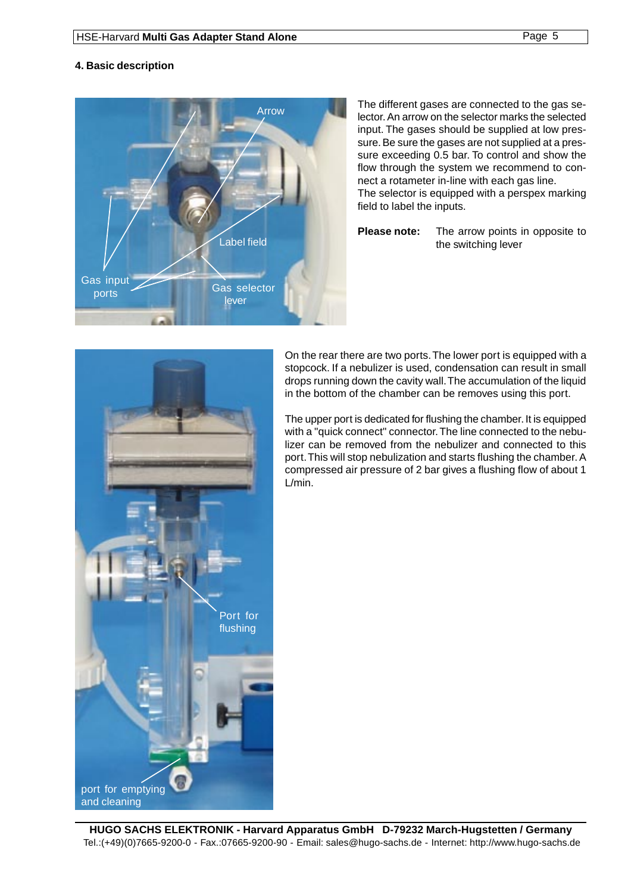## 4. Basic description

The different gases are connected to the gas selector. An arrow on the selector marks the selected input. The gases should be supplied at low pressure. Be sure the gases are not supplied at a pressure exceeding 0.5 bar. To control and show the flow through the system we recommend to connect a rotameter in-line with each gas line.
The selector is equipped with a perspex marking field to label the inputs.

**Please note:** The arrow points in opposite to the switching lever

On the rear there are two ports. The lower port is equipped with a stopcock. If a nebulizer is used, condensation can result in small drops running down the cavity wall. The accumulation of the liquid in the bottom of the chamber can be removes using this port.

The upper port is dedicated for flushing the chamber. It is equipped with a "quick connect" connector. The line connected to the nebulizer can be removed from the nebulizer and connected to this port. This will stop nebulization and starts flushing the chamber. A compressed air pressure of 2 bar gives a flushing flow of about 1 L/min.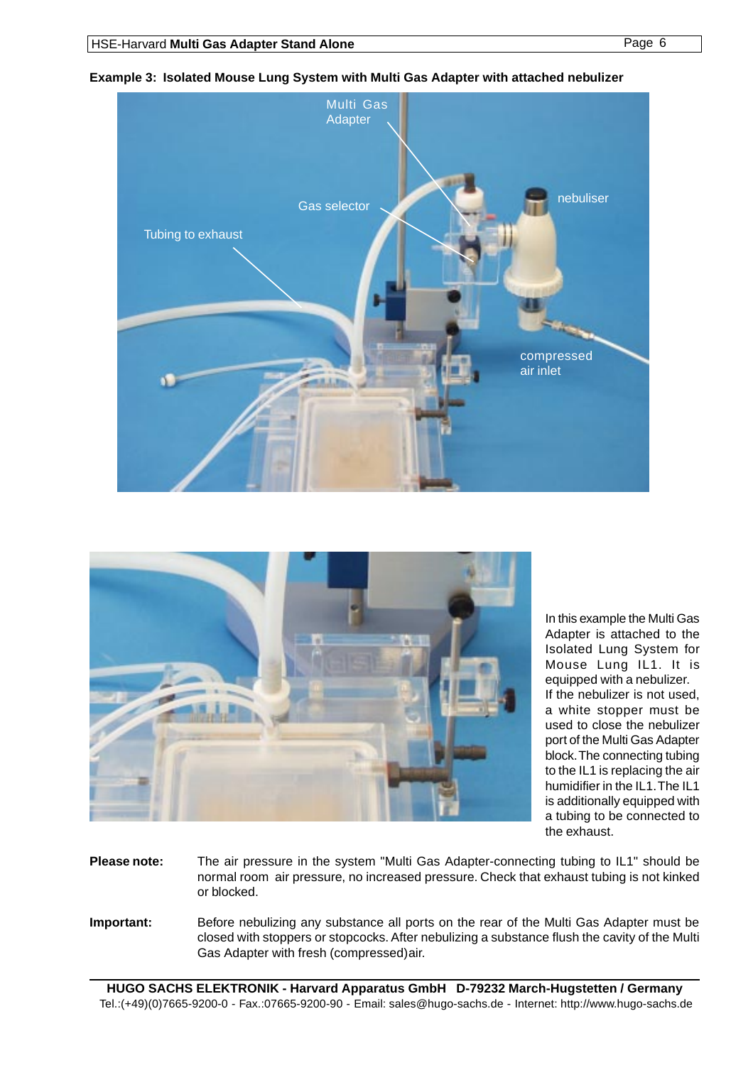**Example 3: Isolated Mouse Lung System with Multi Gas Adapter with attached nebulizer**

Multi Gas Adapter

Gas selector

nebuliser

Tubing to exhaust

compressed air inlet

In this example the Multi Gas Adapter is attached to the Isolated Lung System for Mouse Lung IL1. It is equipped with a nebulizer. If the nebulizer is not used, a white stopper must be used to close the nebulizer port of the Multi Gas Adapter block. The connecting tubing to the IL1 is replacing the air humidifier in the IL1. The IL1 is additionally equipped with a tubing to be connected to the exhaust.

**Please note:** The air pressure in the system "Multi Gas Adapter-connecting tubing to IL1" should be normal room air pressure, no increased pressure. Check that exhaust tubing is not kinked or blocked.

**Important:** Before nebulizing any substance all ports on the rear of the Multi Gas Adapter must be closed with stoppers or stopcocks. After nebulizing a substance flush the cavity of the Multi Gas Adapter with fresh (compressed)air.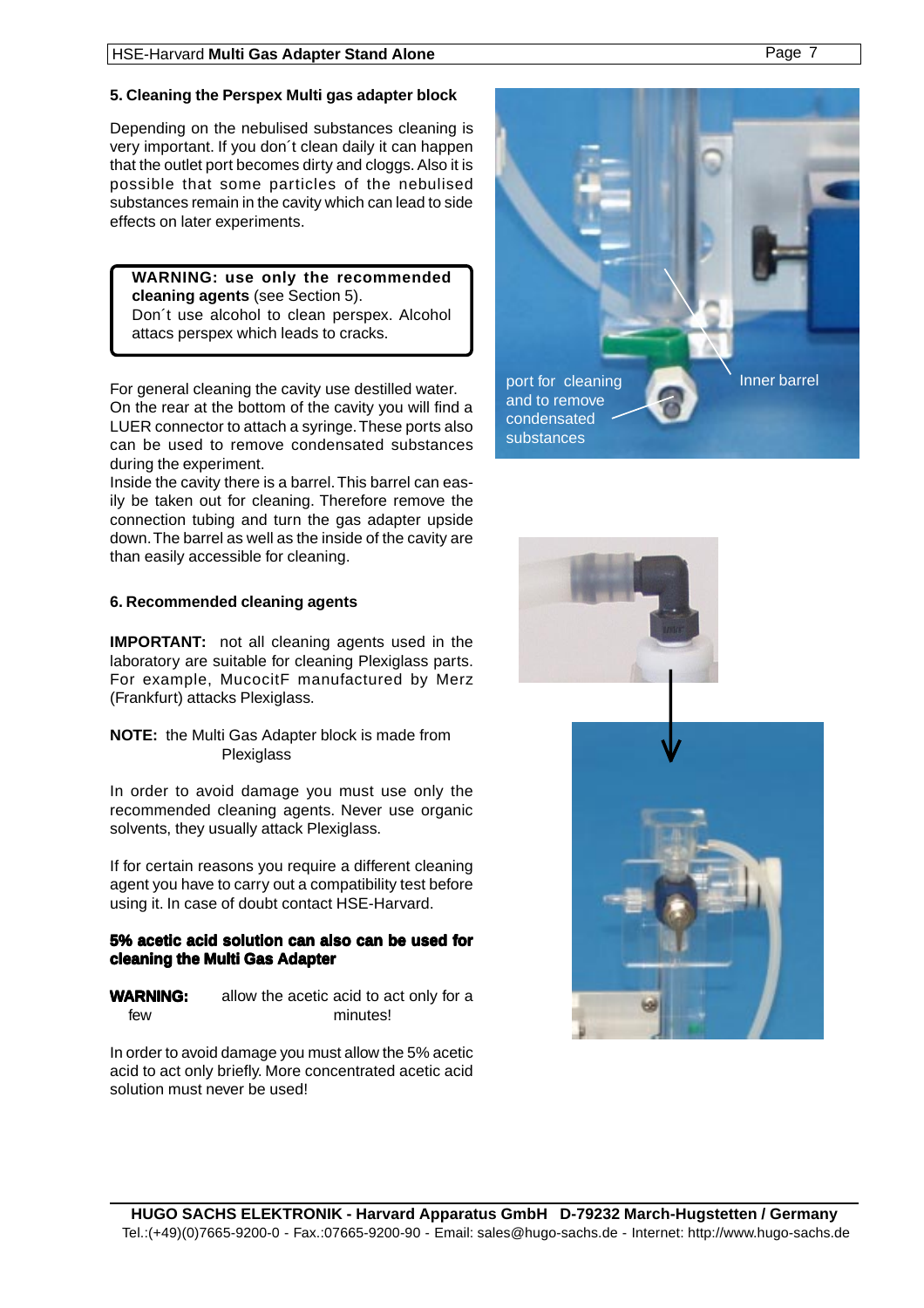## 5. Cleaning the Perspex Multi gas adapter block

Depending on the nebulised substances cleaning is very important. If you don´t clean daily it can happen that the outlet port becomes dirty and cloggs. Also it is possible that some particles of the nebulised substances remain in the cavity which can lead to side effects on later experiments.

> **WARNING: use only the recommended cleaning agents** (see Section 5).
> Don´t use alcohol to clean perspex. Alcohol attacks perspex which leads to cracks.

For general cleaning the cavity use destilled water. On the rear at the bottom of the cavity you will find a LUER connector to attach a syringe. These ports also can be used to remove condensated substances during the experiment.

Inside the cavity there is a barrel. This barrel can easily be taken out for cleaning. Therefore remove the connection tubing and turn the gas adapter upside down. The barrel as well as the inside of the cavity are than easily accessible for cleaning.

port for cleaning and to remove condensated substances

Inner barrel

## 6. Recommended cleaning agents

**IMPORTANT:** not all cleaning agents used in the laboratory are suitable for cleaning Plexiglass parts. For example, MucocitF manufactured by Merz (Frankfurt) attacks Plexiglass.

**NOTE:** the Multi Gas Adapter block is made from Plexiglass

In order to avoid damage you must use only the recommended cleaning agents. Never use organic solvents, they usually attack Plexiglass.

If for certain reasons you require a different cleaning agent you have to carry out a compatibility test before using it. In case of doubt contact HSE-Harvard.

**5% acetic acid solution can also can be used for cleaning the Multi Gas Adapter**

**WARNING:** allow the acetic acid to act only for a few minutes!

In order to avoid damage you must allow the 5% acetic acid to act only briefly. More concentrated acetic acid solution must never be used!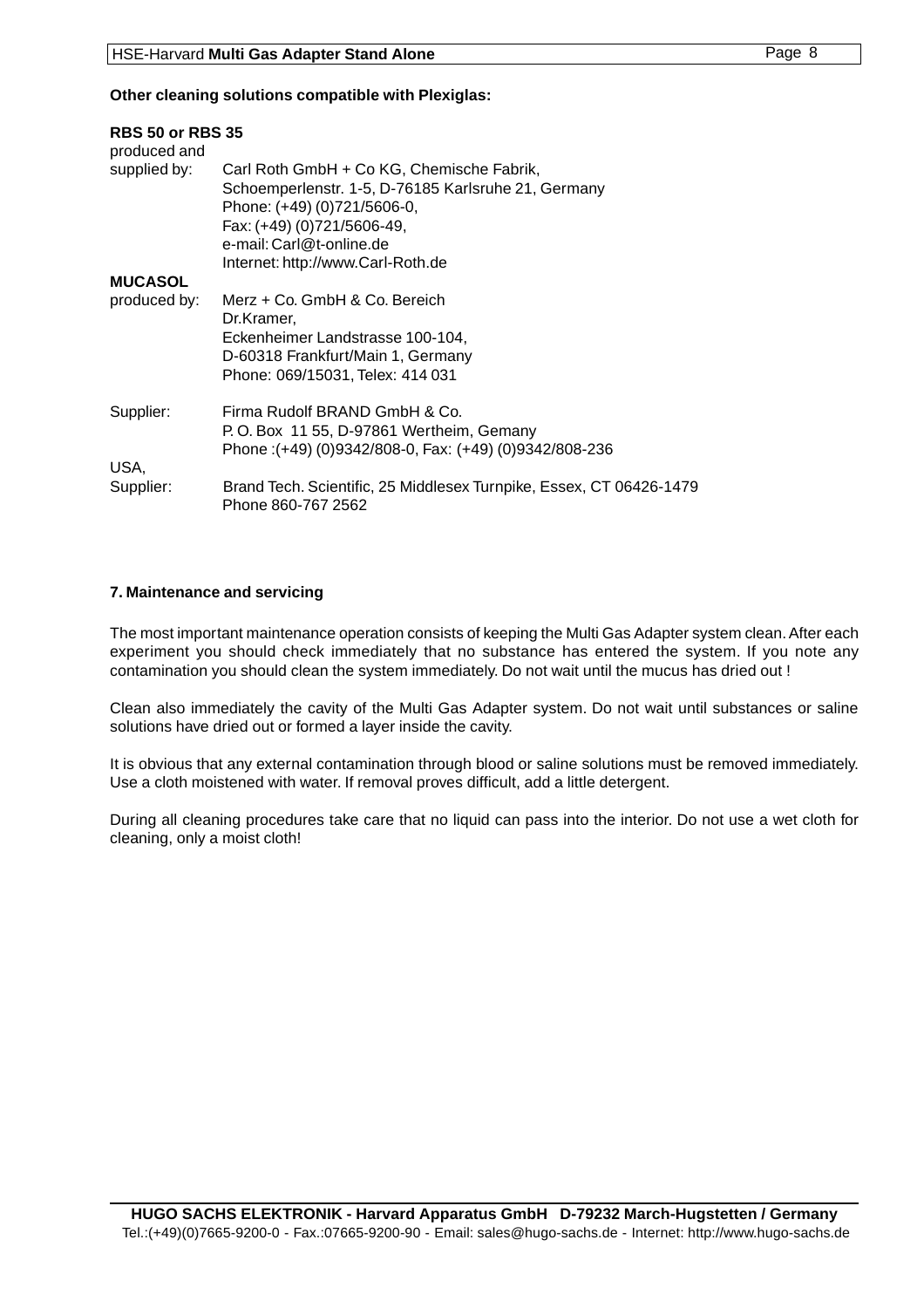**Other cleaning solutions compatible with Plexiglas:**

**RBS 50 or RBS 35**

| | |
|---|---|
| produced and supplied by: | Carl Roth GmbH + Co KG, Chemische Fabrik, Schoemperlenstr. 1-5, D-76185 Karlsruhe 21, Germany<br>Phone: (+49) (0)721/5606-0,<br>Fax: (+49) (0)721/5606-49,<br>e-mail: Carl@t-online.de<br>Internet: http://www.Carl-Roth.de |

**MUCASOL**

| | |
|---|---|
| produced by: | Merz + Co. GmbH & Co. Bereich Dr.Kramer,<br>Eckenheimer Landstrasse 100-104,<br>D-60318 Frankfurt/Main 1, Germany<br>Phone: 069/15031, Telex: 414 031 |
| Supplier: | Firma Rudolf BRAND GmbH & Co.<br>P. O. Box 11 55, D-97861 Wertheim, Gemany<br>Phone :(+49) (0)9342/808-0, Fax: (+49) (0)9342/808-236 |
| USA, Supplier: | Brand Tech. Scientific, 25 Middlesex Turnpike, Essex, CT 06426-1479<br>Phone 860-767 2562 |

## 7. Maintenance and servicing

The most important maintenance operation consists of keeping the Multi Gas Adapter system clean. After each experiment you should check immediately that no substance has entered the system. If you note any contamination you should clean the system immediately. Do not wait until the mucus has dried out !

Clean also immediately the cavity of the Multi Gas Adapter system. Do not wait until substances or saline solutions have dried out or formed a layer inside the cavity.

It is obvious that any external contamination through blood or saline solutions must be removed immediately. Use a cloth moistened with water. If removal proves difficult, add a little detergent.

During all cleaning procedures take care that no liquid can pass into the interior. Do not use a wet cloth for cleaning, only a moist cloth!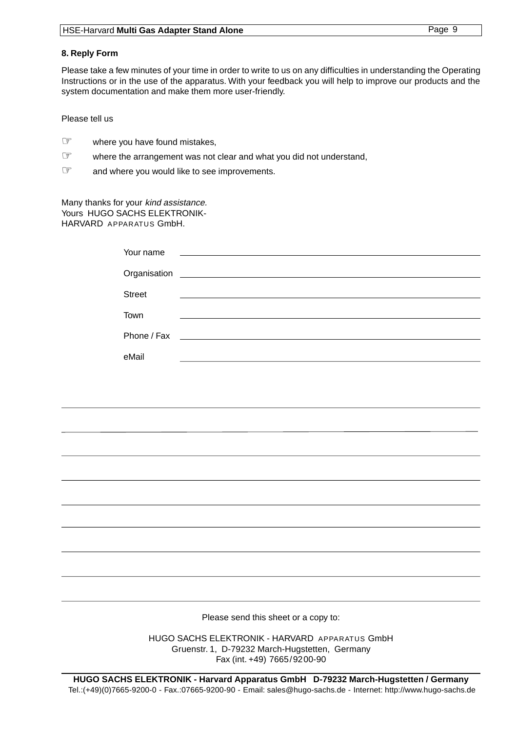## 8. Reply Form

Please take a few minutes of your time in order to write to us on any difficulties in understanding the Operating Instructions or in the use of the apparatus. With your feedback you will help to improve our products and the system documentation and make them more user-friendly.

Please tell us

- ☞ where you have found mistakes,
- ☞ where the arrangement was not clear and what you did not understand,
- ☞ and where you would like to see improvements.

Many thanks for your *kind assistance.*
Yours HUGO SACHS ELEKTRONIK-HARVARD APPARATUS GmbH.

Your name ______________________________

Organisation ______________________________

Street ______________________________

Town ______________________________

Phone / Fax ______________________________

eMail ______________________________

Please send this sheet or a copy to:

HUGO SACHS ELEKTRONIK - HARVARD APPARATUS GmbH
Gruenstr. 1, D-79232 March-Hugstetten, Germany
Fax (int. +49) 7665/9200-90

**HUGO SACHS ELEKTRONIK - Harvard Apparatus GmbH D-79232 March-Hugstetten / Germany**
Tel.:(+49)(0)7665-9200-0 - Fax.:07665-9200-90 - Email: sales@hugo-sachs.de - Internet: http://www.hugo-sachs.de